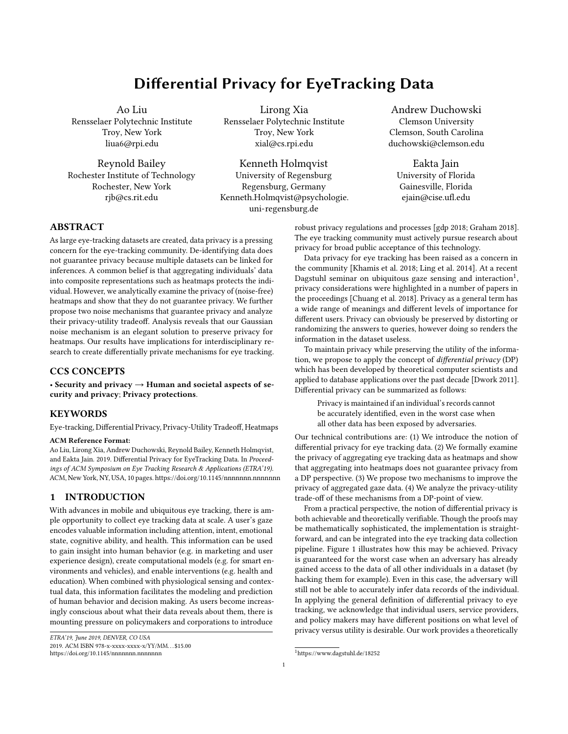# Differential Privacy for EyeTracking Data

Ao Liu
Rensselaer Polytechnic Institute
Troy, New York
liua6@rpi.edu

Lirong Xia
Rensselaer Polytechnic Institute
Troy, New York
xial@cs.rpi.edu

Andrew Duchowski
Clemson University
Clemson, South Carolina
duchowski@clemson.edu

Reynold Bailey
Rochester Institute of Technology
Rochester, New York
rjb@cs.rit.edu

Kenneth Holmqvist
University of Regensburg
Regensburg, Germany
Kenneth.Holmqvist@psychologie.uni-regensburg.de

Eakta Jain
University of Florida
Gainesville, Florida
ejain@cise.ufl.edu

## ABSTRACT

As large eye-tracking datasets are created, data privacy is a pressing concern for the eye-tracking community. De-identifying data does not guarantee privacy because multiple datasets can be linked for inferences. A common belief is that aggregating individuals' data into composite representations such as heatmaps protects the individual. However, we analytically examine the privacy of (noise-free) heatmaps and show that they do not guarantee privacy. We further propose two noise mechanisms that guarantee privacy and analyze their privacy-utility tradeoff. Analysis reveals that our Gaussian noise mechanism is an elegant solution to preserve privacy for heatmaps. Our results have implications for interdisciplinary research to create differentially private mechanisms for eye tracking.

## CCS CONCEPTS

• **Security and privacy → Human and societal aspects of security and privacy**; **Privacy protections**.

## KEYWORDS

Eye-tracking, Differential Privacy, Privacy-Utility Tradeoff, Heatmaps

**ACM Reference Format:**
Ao Liu, Lirong Xia, Andrew Duchowski, Reynold Bailey, Kenneth Holmqvist, and Eakta Jain. 2019. Differential Privacy for EyeTracking Data. In *Proceedings of ACM Symposium on Eye Tracking Research & Applications (ETRA'19).* ACM, New York, NY, USA, 10 pages. https://doi.org/10.1145/nnnnnnn.nnnnnnn

## 1 INTRODUCTION

With advances in mobile and ubiquitous eye tracking, there is ample opportunity to collect eye tracking data at scale. A user's gaze encodes valuable information including attention, intent, emotional state, cognitive ability, and health. This information can be used to gain insight into human behavior (e.g. in marketing and user experience design), create computational models (e.g. for smart environments and vehicles), and enable interventions (e.g. health and education). When combined with physiological sensing and contextual data, this information facilitates the modeling and prediction of human behavior and decision making. As users become increasingly conscious about what their data reveals about them, there is mounting pressure on policymakers and corporations to introduce robust privacy regulations and processes [gdp 2018; Graham 2018]. The eye tracking community must actively pursue research about privacy for broad public acceptance of this technology.

Data privacy for eye tracking has been raised as a concern in the community [Khamis et al. 2018; Ling et al. 2014]. At a recent Dagstuhl seminar on ubiquitous gaze sensing and interaction[1], privacy considerations were highlighted in a number of papers in the proceedings [Chuang et al. 2018]. Privacy as a general term has a wide range of meanings and different levels of importance for different users. Privacy can obviously be preserved by distorting or randomizing the answers to queries, however doing so renders the information in the dataset useless.

To maintain privacy while preserving the utility of the information, we propose to apply the concept of *differential privacy* (DP) which has been developed by theoretical computer scientists and applied to database applications over the past decade [Dwork 2011]. Differential privacy can be summarized as follows:

> Privacy is maintained if an individual's records cannot be accurately identified, even in the worst case when all other data has been exposed by adversaries.

Our technical contributions are: (1) We introduce the notion of differential privacy for eye tracking data. (2) We formally examine the privacy of aggregating eye tracking data as heatmaps and show that aggregating into heatmaps does not guarantee privacy from a DP perspective. (3) We propose two mechanisms to improve the privacy of aggregated gaze data. (4) We analyze the privacy-utility trade-off of these mechanisms from a DP-point of view.

From a practical perspective, the notion of differential privacy is both achievable and theoretically verifiable. Though the proofs may be mathematically sophisticated, the implementation is straightforward, and can be integrated into the eye tracking data collection pipeline. Figure 1 illustrates how this may be achieved. Privacy is guaranteed for the worst case when an adversary has already gained access to the data of all other individuals in a dataset (by hacking them for example). Even in this case, the adversary will still not be able to accurately infer data records of the individual. In applying the general definition of differential privacy to eye tracking, we acknowledge that individual users, service providers, and policy makers may have different positions on what level of privacy versus utility is desirable. Our work provides a theoretically

*ETRA'19, June 2019, DENVER, CO USA*
2019. ACM ISBN 978-x-xxxx-xxxx-x/YY/MM…$15.00
https://doi.org/10.1145/nnnnnnn.nnnnnnn

[1] https://www.dagstuhl.de/18252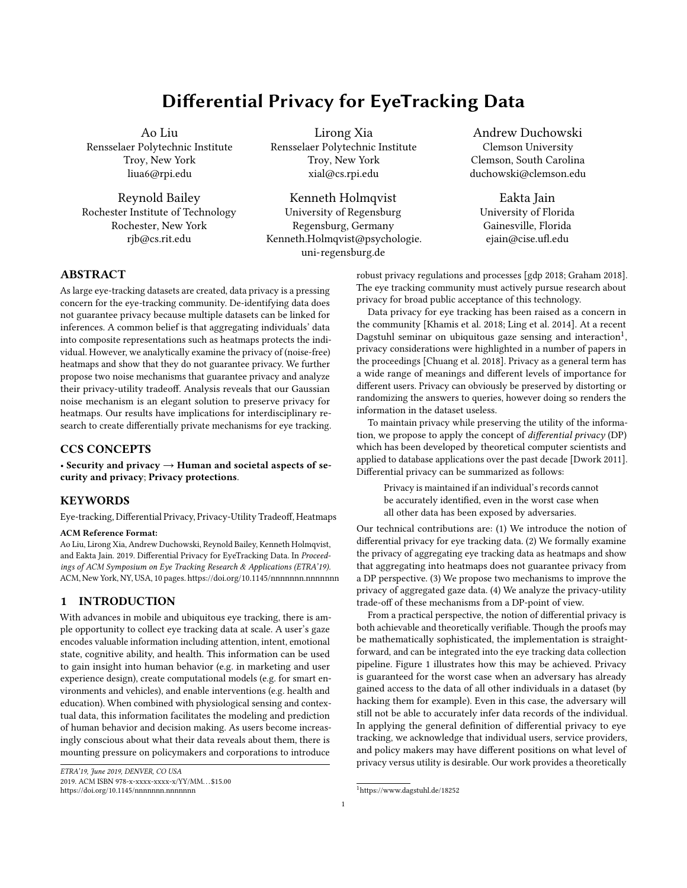# Differential Privacy for EyeTracking Data

Ao Liu
Rensselaer Polytechnic Institute
Troy, New York
liua6@rpi.edu

Lirong Xia
Rensselaer Polytechnic Institute
Troy, New York
xial@cs.rpi.edu

Andrew Duchowski
Clemson University
Clemson, South Carolina
duchowski@clemson.edu

Reynold Bailey
Rochester Institute of Technology
Rochester, New York
rjb@cs.rit.edu

Kenneth Holmqvist
University of Regensburg
Regensburg, Germany
Kenneth.Holmqvist@psychologie.uni-regensburg.de

Eakta Jain
University of Florida
Gainesville, Florida
ejain@cise.ufl.edu

## ABSTRACT

As large eye-tracking datasets are created, data privacy is a pressing concern for the eye-tracking community. De-identifying data does not guarantee privacy because multiple datasets can be linked for inferences. A common belief is that aggregating individuals' data into composite representations such as heatmaps protects the individual. However, we analytically examine the privacy of (noise-free) heatmaps and show that they do not guarantee privacy. We further propose two noise mechanisms that guarantee privacy and analyze their privacy-utility tradeoff. Analysis reveals that our Gaussian noise mechanism is an elegant solution to preserve privacy for heatmaps. Our results have implications for interdisciplinary research to create differentially private mechanisms for eye tracking.

## CCS CONCEPTS

• **Security and privacy → Human and societal aspects of security and privacy**; **Privacy protections**.

## KEYWORDS

Eye-tracking, Differential Privacy, Privacy-Utility Tradeoff, Heatmaps

**ACM Reference Format:**
Ao Liu, Lirong Xia, Andrew Duchowski, Reynold Bailey, Kenneth Holmqvist, and Eakta Jain. 2019. Differential Privacy for EyeTracking Data. In *Proceedings of ACM Symposium on Eye Tracking Research & Applications (ETRA'19).* ACM, New York, NY, USA, 10 pages. https://doi.org/10.1145/nnnnnnn.nnnnnnn

## 1 INTRODUCTION

With advances in mobile and ubiquitous eye tracking, there is ample opportunity to collect eye tracking data at scale. A user's gaze encodes valuable information including attention, intent, emotional state, cognitive ability, and health. This information can be used to gain insight into human behavior (e.g. in marketing and user experience design), create computational models (e.g. for smart environments and vehicles), and enable interventions (e.g. health and education). When combined with physiological sensing and contextual data, this information facilitates the modeling and prediction of human behavior and decision making. As users become increasingly conscious about what their data reveals about them, there is mounting pressure on policymakers and corporations to introduce robust privacy regulations and processes [gdp 2018; Graham 2018]. The eye tracking community must actively pursue research about privacy for broad public acceptance of this technology.

Data privacy for eye tracking has been raised as a concern in the community [Khamis et al. 2018; Ling et al. 2014]. At a recent Dagstuhl seminar on ubiquitous gaze sensing and interaction[1], privacy considerations were highlighted in a number of papers in the proceedings [Chuang et al. 2018]. Privacy as a general term has a wide range of meanings and different levels of importance for different users. Privacy can obviously be preserved by distorting or randomizing the answers to queries, however doing so renders the information in the dataset useless.

To maintain privacy while preserving the utility of the information, we propose to apply the concept of *differential privacy* (DP) which has been developed by theoretical computer scientists and applied to database applications over the past decade [Dwork 2011]. Differential privacy can be summarized as follows:

> Privacy is maintained if an individual's records cannot be accurately identified, even in the worst case when all other data has been exposed by adversaries.

Our technical contributions are: (1) We introduce the notion of differential privacy for eye tracking data. (2) We formally examine the privacy of aggregating eye tracking data as heatmaps and show that aggregating into heatmaps does not guarantee privacy from a DP perspective. (3) We propose two mechanisms to improve the privacy of aggregated gaze data. (4) We analyze the privacy-utility trade-off of these mechanisms from a DP-point of view.

From a practical perspective, the notion of differential privacy is both achievable and theoretically verifiable. Though the proofs may be mathematically sophisticated, the implementation is straightforward, and can be integrated into the eye tracking data collection pipeline. Figure 1 illustrates how this may be achieved. Privacy is guaranteed for the worst case when an adversary has already gained access to the data of all other individuals in a dataset (by hacking them for example). Even in this case, the adversary will still not be able to accurately infer data records of the individual. In applying the general definition of differential privacy to eye tracking, we acknowledge that individual users, service providers, and policy makers may have different positions on what level of privacy versus utility is desirable. Our work provides a theoretically

[1] https://www.dagstuhl.de/18252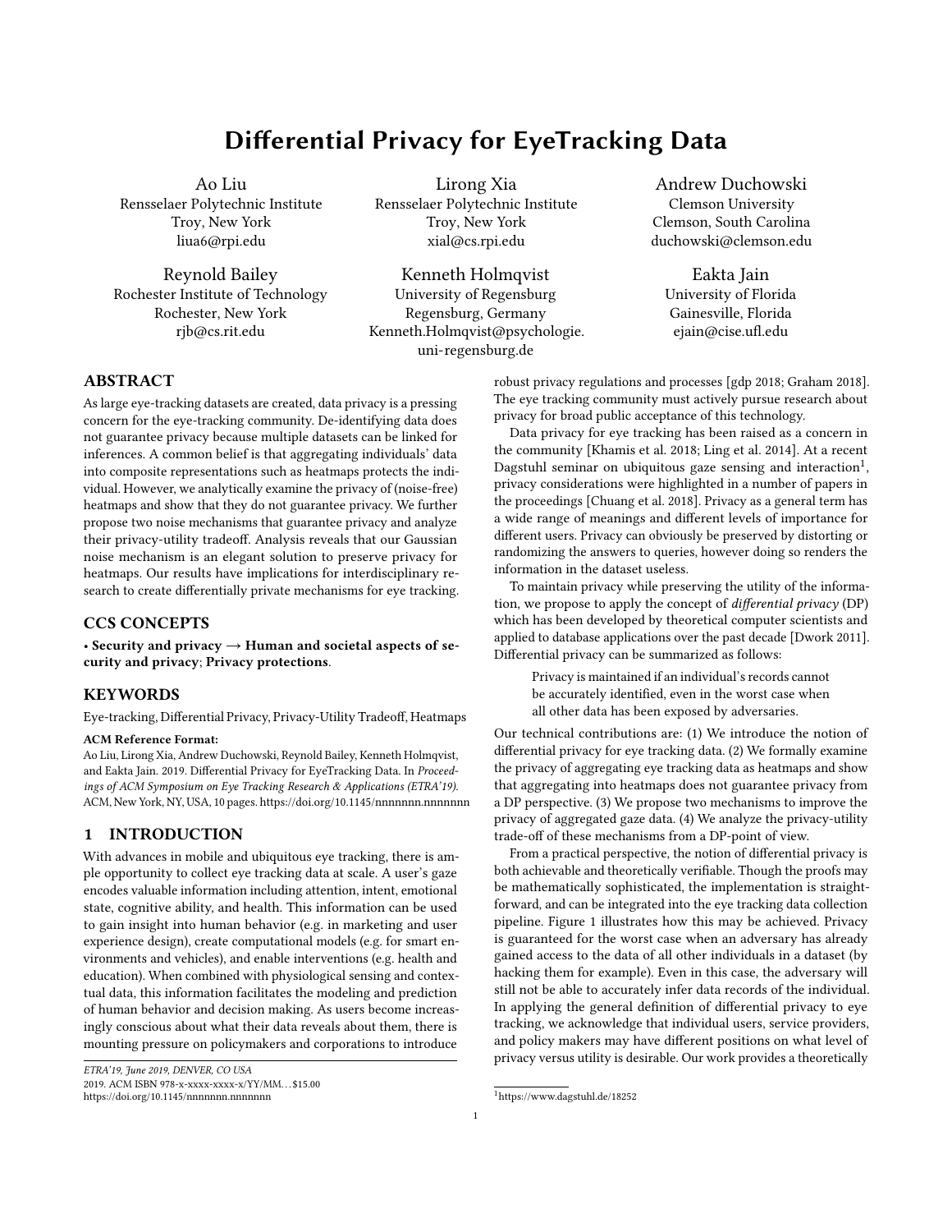# Differential Privacy for EyeTracking Data

Ao Liu
Rensselaer Polytechnic Institute
Troy, New York
liua6@rpi.edu

Lirong Xia
Rensselaer Polytechnic Institute
Troy, New York
xial@cs.rpi.edu

Andrew Duchowski
Clemson University
Clemson, South Carolina
duchowski@clemson.edu

Reynold Bailey
Rochester Institute of Technology
Rochester, New York
rjb@cs.rit.edu

Kenneth Holmqvist
University of Regensburg
Regensburg, Germany
Kenneth.Holmqvist@psychologie.uni-regensburg.de

Eakta Jain
University of Florida
Gainesville, Florida
ejain@cise.ufl.edu

## ABSTRACT

As large eye-tracking datasets are created, data privacy is a pressing concern for the eye-tracking community. De-identifying data does not guarantee privacy because multiple datasets can be linked for inferences. A common belief is that aggregating individuals' data into composite representations such as heatmaps protects the individual. However, we analytically examine the privacy of (noise-free) heatmaps and show that they do not guarantee privacy. We further propose two noise mechanisms that guarantee privacy and analyze their privacy-utility tradeoff. Analysis reveals that our Gaussian noise mechanism is an elegant solution to preserve privacy for heatmaps. Our results have implications for interdisciplinary research to create differentially private mechanisms for eye tracking.

## CCS CONCEPTS

• **Security and privacy → Human and societal aspects of security and privacy**; **Privacy protections**.

## KEYWORDS

Eye-tracking, Differential Privacy, Privacy-Utility Tradeoff, Heatmaps

**ACM Reference Format:**
Ao Liu, Lirong Xia, Andrew Duchowski, Reynold Bailey, Kenneth Holmqvist, and Eakta Jain. 2019. Differential Privacy for EyeTracking Data. In *Proceedings of ACM Symposium on Eye Tracking Research & Applications (ETRA'19).* ACM, New York, NY, USA, 10 pages. https://doi.org/10.1145/nnnnnnn.nnnnnnn

## 1 INTRODUCTION

With advances in mobile and ubiquitous eye tracking, there is ample opportunity to collect eye tracking data at scale. A user's gaze encodes valuable information including attention, intent, emotional state, cognitive ability, and health. This information can be used to gain insight into human behavior (e.g. in marketing and user experience design), create computational models (e.g. for smart environments and vehicles), and enable interventions (e.g. health and education). When combined with physiological sensing and contextual data, this information facilitates the modeling and prediction of human behavior and decision making. As users become increasingly conscious about what their data reveals about them, there is mounting pressure on policymakers and corporations to introduce robust privacy regulations and processes [gdp 2018; Graham 2018]. The eye tracking community must actively pursue research about privacy for broad public acceptance of this technology.

*ETRA'19, June 2019, DENVER, CO USA*
2019. ACM ISBN 978-x-xxxx-xxxx-x/YY/MM…$15.00
https://doi.org/10.1145/nnnnnnn.nnnnnnn

Data privacy for eye tracking has been raised as a concern in the community [Khamis et al. 2018; Ling et al. 2014]. At a recent Dagstuhl seminar on ubiquitous gaze sensing and interaction[1], privacy considerations were highlighted in a number of papers in the proceedings [Chuang et al. 2018]. Privacy as a general term has a wide range of meanings and different levels of importance for different users. Privacy can obviously be preserved by distorting or randomizing the answers to queries, however doing so renders the information in the dataset useless.

To maintain privacy while preserving the utility of the information, we propose to apply the concept of *differential privacy* (DP) which has been developed by theoretical computer scientists and applied to database applications over the past decade [Dwork 2011]. Differential privacy can be summarized as follows:

> Privacy is maintained if an individual's records cannot be accurately identified, even in the worst case when all other data has been exposed by adversaries.

Our technical contributions are: (1) We introduce the notion of differential privacy for eye tracking data. (2) We formally examine the privacy of aggregating eye tracking data as heatmaps and show that aggregating into heatmaps does not guarantee privacy from a DP perspective. (3) We propose two mechanisms to improve the privacy of aggregated gaze data. (4) We analyze the privacy-utility trade-off of these mechanisms from a DP-point of view.

From a practical perspective, the notion of differential privacy is both achievable and theoretically verifiable. Though the proofs may be mathematically sophisticated, the implementation is straightforward, and can be integrated into the eye tracking data collection pipeline. Figure 1 illustrates how this may be achieved. Privacy is guaranteed for the worst case when an adversary has already gained access to the data of all other individuals in a dataset (by hacking them for example). Even in this case, the adversary will still not be able to accurately infer data records of the individual. In applying the general definition of differential privacy to eye tracking, we acknowledge that individual users, service providers, and policy makers may have different positions on what level of privacy versus utility is desirable. Our work provides a theoretically

[1] https://www.dagstuhl.de/18252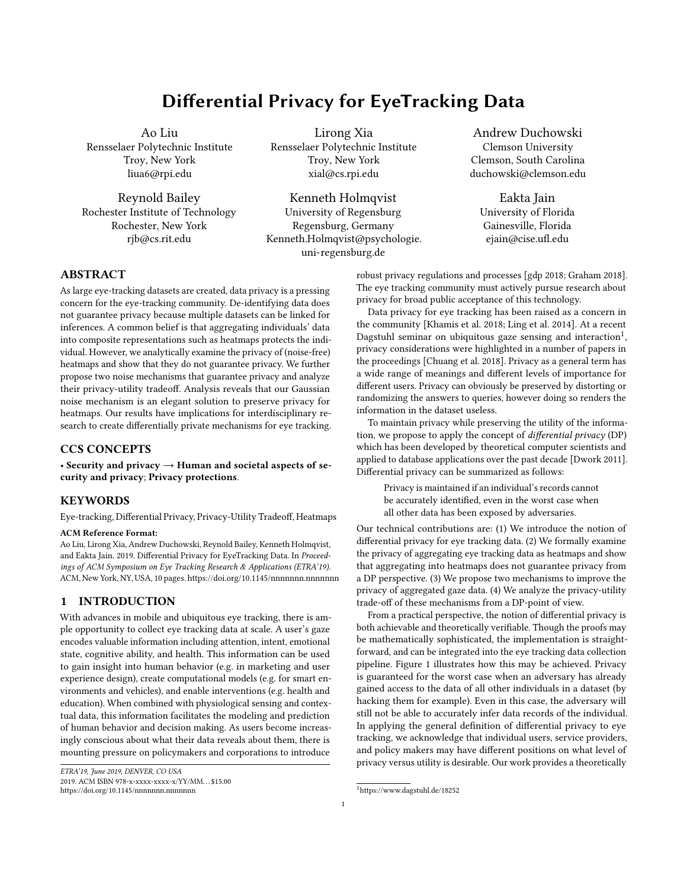# Differential Privacy for EyeTracking Data

Ao Liu
Rensselaer Polytechnic Institute
Troy, New York
liua6@rpi.edu

Lirong Xia
Rensselaer Polytechnic Institute
Troy, New York
xial@cs.rpi.edu

Andrew Duchowski
Clemson University
Clemson, South Carolina
duchowski@clemson.edu

Reynold Bailey
Rochester Institute of Technology
Rochester, New York
rjb@cs.rit.edu

Kenneth Holmqvist
University of Regensburg
Regensburg, Germany
Kenneth.Holmqvist@psychologie.uni-regensburg.de

Eakta Jain
University of Florida
Gainesville, Florida
ejain@cise.ufl.edu

## ABSTRACT

As large eye-tracking datasets are created, data privacy is a pressing concern for the eye-tracking community. De-identifying data does not guarantee privacy because multiple datasets can be linked for inferences. A common belief is that aggregating individuals' data into composite representations such as heatmaps protects the individual. However, we analytically examine the privacy of (noise-free) heatmaps and show that they do not guarantee privacy. We further propose two noise mechanisms that guarantee privacy and analyze their privacy-utility tradeoff. Analysis reveals that our Gaussian noise mechanism is an elegant solution to preserve privacy for heatmaps. Our results have implications for interdisciplinary research to create differentially private mechanisms for eye tracking.

## CCS CONCEPTS

• **Security and privacy → Human and societal aspects of security and privacy**; **Privacy protections**.

## KEYWORDS

Eye-tracking, Differential Privacy, Privacy-Utility Tradeoff, Heatmaps

**ACM Reference Format:**
Ao Liu, Lirong Xia, Andrew Duchowski, Reynold Bailey, Kenneth Holmqvist, and Eakta Jain. 2019. Differential Privacy for EyeTracking Data. In *Proceedings of ACM Symposium on Eye Tracking Research & Applications (ETRA'19).* ACM, New York, NY, USA, 10 pages. https://doi.org/10.1145/nnnnnnn.nnnnnnn

## 1 INTRODUCTION

With advances in mobile and ubiquitous eye tracking, there is ample opportunity to collect eye tracking data at scale. A user's gaze encodes valuable information including attention, intent, emotional state, cognitive ability, and health. This information can be used to gain insight into human behavior (e.g. in marketing and user experience design), create computational models (e.g. for smart environments and vehicles), and enable interventions (e.g. health and education). When combined with physiological sensing and contextual data, this information facilitates the modeling and prediction of human behavior and decision making. As users become increasingly conscious about what their data reveals about them, there is mounting pressure on policymakers and corporations to introduce robust privacy regulations and processes [gdp 2018; Graham 2018]. The eye tracking community must actively pursue research about privacy for broad public acceptance of this technology.

Data privacy for eye tracking has been raised as a concern in the community [Khamis et al. 2018; Ling et al. 2014]. At a recent Dagstuhl seminar on ubiquitous gaze sensing and interaction[1], privacy considerations were highlighted in a number of papers in the proceedings [Chuang et al. 2018]. Privacy as a general term has a wide range of meanings and different levels of importance for different users. Privacy can obviously be preserved by distorting or randomizing the answers to queries, however doing so renders the information in the dataset useless.

To maintain privacy while preserving the utility of the information, we propose to apply the concept of *differential privacy* (DP) which has been developed by theoretical computer scientists and applied to database applications over the past decade [Dwork 2011]. Differential privacy can be summarized as follows:

> Privacy is maintained if an individual's records cannot be accurately identified, even in the worst case when all other data has been exposed by adversaries.

Our technical contributions are: (1) We introduce the notion of differential privacy for eye tracking data. (2) We formally examine the privacy of aggregating eye tracking data as heatmaps and show that aggregating into heatmaps does not guarantee privacy from a DP perspective. (3) We propose two mechanisms to improve the privacy of aggregated gaze data. (4) We analyze the privacy-utility trade-off of these mechanisms from a DP-point of view.

From a practical perspective, the notion of differential privacy is both achievable and theoretically verifiable. Though the proofs may be mathematically sophisticated, the implementation is straightforward, and can be integrated into the eye tracking data collection pipeline. Figure 1 illustrates how this may be achieved. Privacy is guaranteed for the worst case when an adversary has already gained access to the data of all other individuals in a dataset (by hacking them for example). Even in this case, the adversary will still not be able to accurately infer data records of the individual. In applying the general definition of differential privacy to eye tracking, we acknowledge that individual users, service providers, and policy makers may have different positions on what level of privacy versus utility is desirable. Our work provides a theoretically

ETRA'19, June 2019, DENVER, CO USA
2019. ACM ISBN 978-x-xxxx-xxxx-x/YY/MM…$15.00
https://doi.org/10.1145/nnnnnnn.nnnnnnn

[1] https://www.dagstuhl.de/18252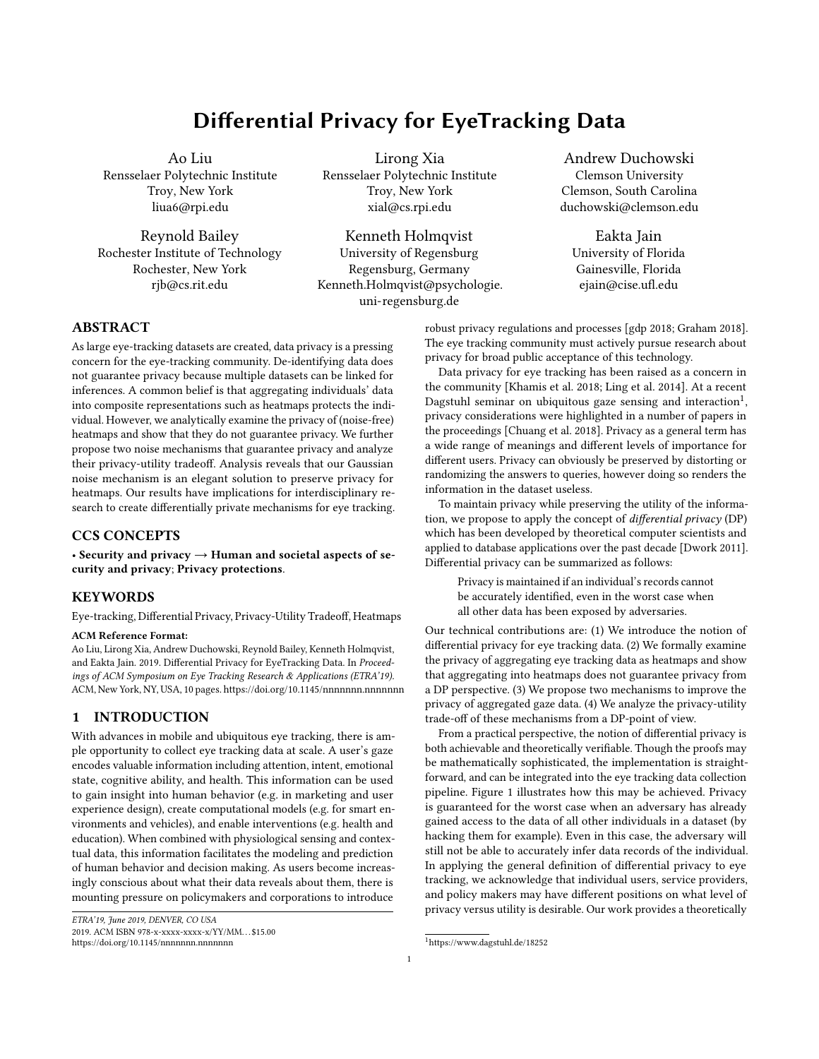# Differential Privacy for EyeTracking Data

Ao Liu
Rensselaer Polytechnic Institute
Troy, New York
liua6@rpi.edu

Lirong Xia
Rensselaer Polytechnic Institute
Troy, New York
xial@cs.rpi.edu

Andrew Duchowski
Clemson University
Clemson, South Carolina
duchowski@clemson.edu

Reynold Bailey
Rochester Institute of Technology
Rochester, New York
rjb@cs.rit.edu

Kenneth Holmqvist
University of Regensburg
Regensburg, Germany
Kenneth.Holmqvist@psychologie.uni-regensburg.de

Eakta Jain
University of Florida
Gainesville, Florida
ejain@cise.ufl.edu

## ABSTRACT

As large eye-tracking datasets are created, data privacy is a pressing concern for the eye-tracking community. De-identifying data does not guarantee privacy because multiple datasets can be linked for inferences. A common belief is that aggregating individuals' data into composite representations such as heatmaps protects the individual. However, we analytically examine the privacy of (noise-free) heatmaps and show that they do not guarantee privacy. We further propose two noise mechanisms that guarantee privacy and analyze their privacy-utility tradeoff. Analysis reveals that our Gaussian noise mechanism is an elegant solution to preserve privacy for heatmaps. Our results have implications for interdisciplinary research to create differentially private mechanisms for eye tracking.

## CCS CONCEPTS

• **Security and privacy → Human and societal aspects of security and privacy**; **Privacy protections**.

## KEYWORDS

Eye-tracking, Differential Privacy, Privacy-Utility Tradeoff, Heatmaps

**ACM Reference Format:**
Ao Liu, Lirong Xia, Andrew Duchowski, Reynold Bailey, Kenneth Holmqvist, and Eakta Jain. 2019. Differential Privacy for EyeTracking Data. In *Proceedings of ACM Symposium on Eye Tracking Research & Applications (ETRA'19).* ACM, New York, NY, USA, 10 pages. https://doi.org/10.1145/nnnnnnn.nnnnnnn

## 1 INTRODUCTION

With advances in mobile and ubiquitous eye tracking, there is ample opportunity to collect eye tracking data at scale. A user's gaze encodes valuable information including attention, intent, emotional state, cognitive ability, and health. This information can be used to gain insight into human behavior (e.g. in marketing and user experience design), create computational models (e.g. for smart environments and vehicles), and enable interventions (e.g. health and education). When combined with physiological sensing and contextual data, this information facilitates the modeling and prediction of human behavior and decision making. As users become increasingly conscious about what their data reveals about them, there is mounting pressure on policymakers and corporations to introduce robust privacy regulations and processes [gdp 2018; Graham 2018]. The eye tracking community must actively pursue research about privacy for broad public acceptance of this technology.

Data privacy for eye tracking has been raised as a concern in the community [Khamis et al. 2018; Ling et al. 2014]. At a recent Dagstuhl seminar on ubiquitous gaze sensing and interaction[1], privacy considerations were highlighted in a number of papers in the proceedings [Chuang et al. 2018]. Privacy as a general term has a wide range of meanings and different levels of importance for different users. Privacy can obviously be preserved by distorting or randomizing the answers to queries, however doing so renders the information in the dataset useless.

To maintain privacy while preserving the utility of the information, we propose to apply the concept of *differential privacy* (DP) which has been developed by theoretical computer scientists and applied to database applications over the past decade [Dwork 2011]. Differential privacy can be summarized as follows:

> Privacy is maintained if an individual's records cannot be accurately identified, even in the worst case when all other data has been exposed by adversaries.

Our technical contributions are: (1) We introduce the notion of differential privacy for eye tracking data. (2) We formally examine the privacy of aggregating eye tracking data as heatmaps and show that aggregating into heatmaps does not guarantee privacy from a DP perspective. (3) We propose two mechanisms to improve the privacy of aggregated gaze data. (4) We analyze the privacy-utility trade-off of these mechanisms from a DP-point of view.

From a practical perspective, the notion of differential privacy is both achievable and theoretically verifiable. Though the proofs may be mathematically sophisticated, the implementation is straightforward, and can be integrated into the eye tracking data collection pipeline. Figure 1 illustrates how this may be achieved. Privacy is guaranteed for the worst case when an adversary has already gained access to the data of all other individuals in a dataset (by hacking them for example). Even in this case, the adversary will still not be able to accurately infer data records of the individual. In applying the general definition of differential privacy to eye tracking, we acknowledge that individual users, service providers, and policy makers may have different positions on what level of privacy versus utility is desirable. Our work provides a theoretically

ETRA'19, June 2019, DENVER, CO USA
2019. ACM ISBN 978-x-xxxx-xxxx-x/YY/MM…$15.00
https://doi.org/10.1145/nnnnnnn.nnnnnnn

[1] https://www.dagstuhl.de/18252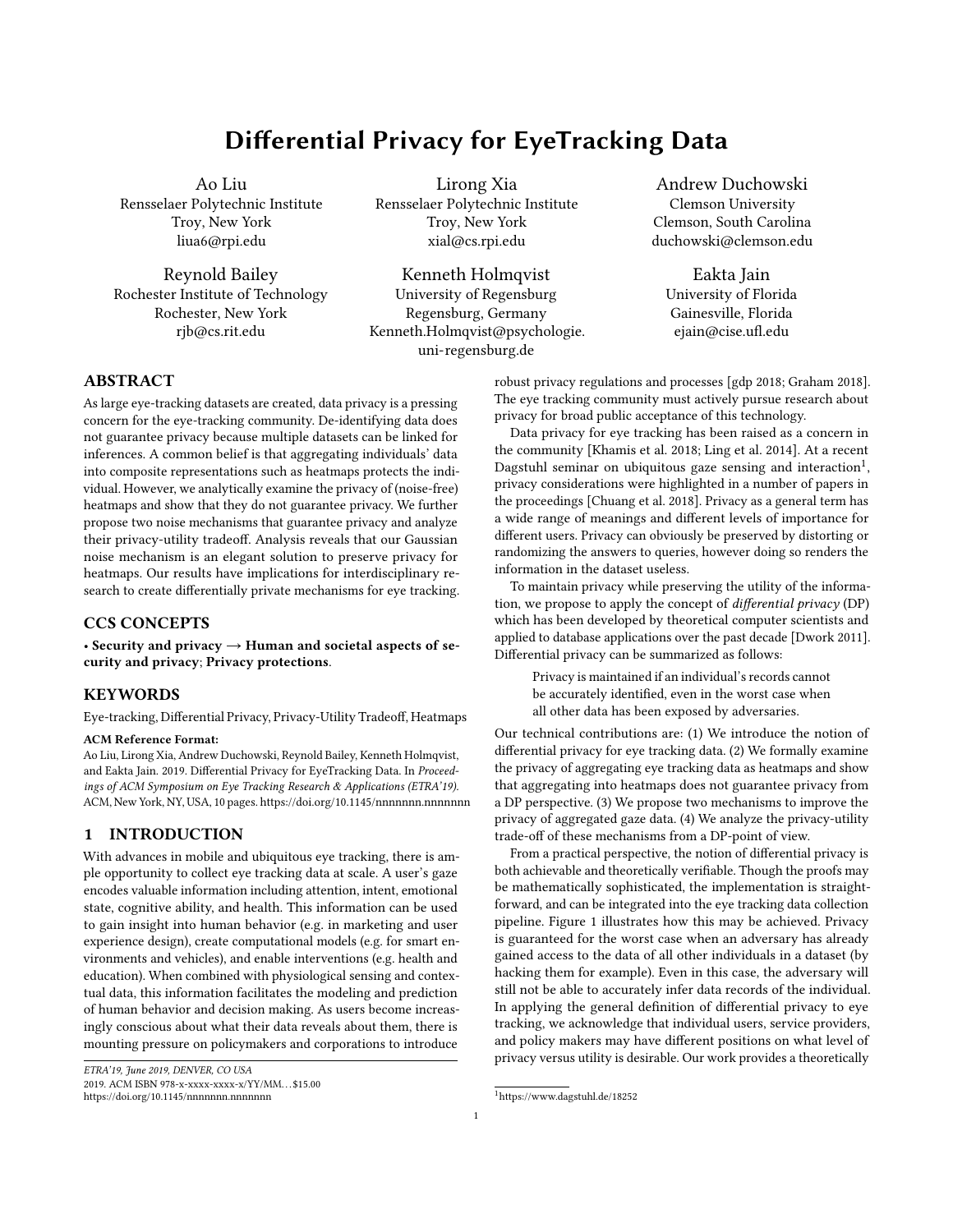# Differential Privacy for EyeTracking Data

| Ao Liu | Lirong Xia | Andrew Duchowski |
|---|---|---|
| Rensselaer Polytechnic Institute | Rensselaer Polytechnic Institute | Clemson University |
| Troy, New York | Troy, New York | Clemson, South Carolina |
| liua6@rpi.edu | xial@cs.rpi.edu | duchowski@clemson.edu |

| Reynold Bailey | Kenneth Holmqvist | Eakta Jain |
|---|---|---|
| Rochester Institute of Technology | University of Regensburg | University of Florida |
| Rochester, New York | Regensburg, Germany | Gainesville, Florida |
| rjb@cs.rit.edu | Kenneth.Holmqvist@psychologie.uni-regensburg.de | ejain@cise.ufl.edu |

## ABSTRACT

As large eye-tracking datasets are created, data privacy is a pressing concern for the eye-tracking community. De-identifying data does not guarantee privacy because multiple datasets can be linked for inferences. A common belief is that aggregating individuals' data into composite representations such as heatmaps protects the individual. However, we analytically examine the privacy of (noise-free) heatmaps and show that they do not guarantee privacy. We further propose two noise mechanisms that guarantee privacy and analyze their privacy-utility tradeoff. Analysis reveals that our Gaussian noise mechanism is an elegant solution to preserve privacy for heatmaps. Our results have implications for interdisciplinary research to create differentially private mechanisms for eye tracking.

## CCS CONCEPTS

• **Security and privacy → Human and societal aspects of security and privacy**; **Privacy protections**.

## KEYWORDS

Eye-tracking, Differential Privacy, Privacy-Utility Tradeoff, Heatmaps

**ACM Reference Format:**
Ao Liu, Lirong Xia, Andrew Duchowski, Reynold Bailey, Kenneth Holmqvist, and Eakta Jain. 2019. Differential Privacy for EyeTracking Data. In *Proceedings of ACM Symposium on Eye Tracking Research & Applications (ETRA'19).* ACM, New York, NY, USA, 10 pages. https://doi.org/10.1145/nnnnnnn.nnnnnnn

## 1 INTRODUCTION

With advances in mobile and ubiquitous eye tracking, there is ample opportunity to collect eye tracking data at scale. A user's gaze encodes valuable information including attention, intent, emotional state, cognitive ability, and health. This information can be used to gain insight into human behavior (e.g. in marketing and user experience design), create computational models (e.g. for smart environments and vehicles), and enable interventions (e.g. health and education). When combined with physiological sensing and contextual data, this information facilitates the modeling and prediction of human behavior and decision making. As users become increasingly conscious about what their data reveals about them, there is mounting pressure on policymakers and corporations to introduce robust privacy regulations and processes [gdp 2018; Graham 2018]. The eye tracking community must actively pursue research about privacy for broad public acceptance of this technology.

Data privacy for eye tracking has been raised as a concern in the community [Khamis et al. 2018; Ling et al. 2014]. At a recent Dagstuhl seminar on ubiquitous gaze sensing and interaction[1], privacy considerations were highlighted in a number of papers in the proceedings [Chuang et al. 2018]. Privacy as a general term has a wide range of meanings and different levels of importance for different users. Privacy can obviously be preserved by distorting or randomizing the answers to queries, however doing so renders the information in the dataset useless.

To maintain privacy while preserving the utility of the information, we propose to apply the concept of *differential privacy* (DP) which has been developed by theoretical computer scientists and applied to database applications over the past decade [Dwork 2011]. Differential privacy can be summarized as follows:

> Privacy is maintained if an individual's records cannot be accurately identified, even in the worst case when all other data has been exposed by adversaries.

Our technical contributions are: (1) We introduce the notion of differential privacy for eye tracking data. (2) We formally examine the privacy of aggregating eye tracking data as heatmaps and show that aggregating into heatmaps does not guarantee privacy from a DP perspective. (3) We propose two mechanisms to improve the privacy of aggregated gaze data. (4) We analyze the privacy-utility trade-off of these mechanisms from a DP-point of view.

From a practical perspective, the notion of differential privacy is both achievable and theoretically verifiable. Though the proofs may be mathematically sophisticated, the implementation is straightforward, and can be integrated into the eye tracking data collection pipeline. Figure 1 illustrates how this may be achieved. Privacy is guaranteed for the worst case when an adversary has already gained access to the data of all other individuals in a dataset (by hacking them for example). Even in this case, the adversary will still not be able to accurately infer data records of the individual. In applying the general definition of differential privacy to eye tracking, we acknowledge that individual users, service providers, and policy makers may have different positions on what level of privacy versus utility is desirable. Our work provides a theoretically

ETRA'19, June 2019, DENVER, CO USA
2019. ACM ISBN 978-x-xxxx-xxxx-x/YY/MM…$15.00
https://doi.org/10.1145/nnnnnnn.nnnnnnn

[1] https://www.dagstuhl.de/18252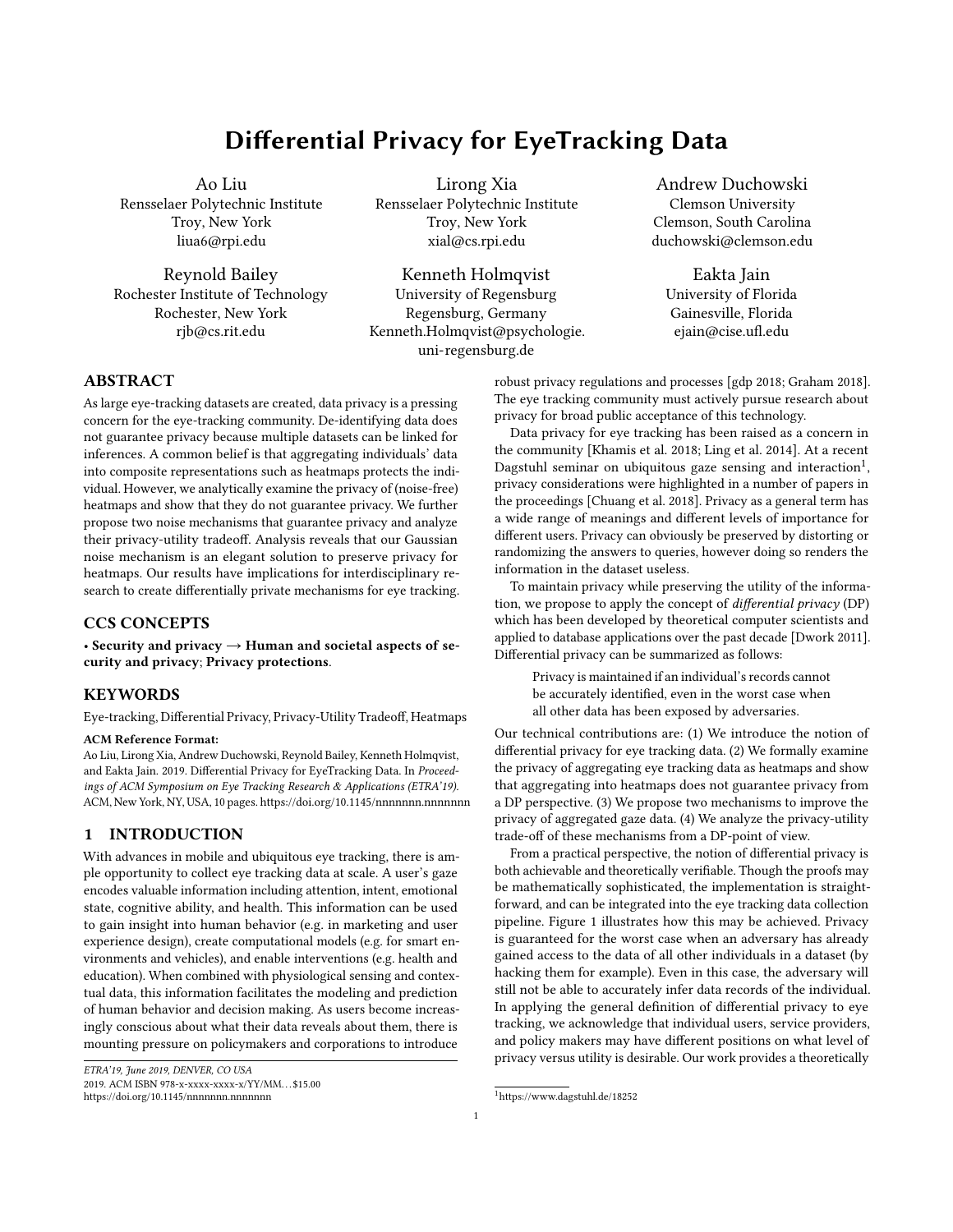# Differential Privacy for EyeTracking Data

Ao Liu
Rensselaer Polytechnic Institute
Troy, New York
liua6@rpi.edu

Lirong Xia
Rensselaer Polytechnic Institute
Troy, New York
xial@cs.rpi.edu

Andrew Duchowski
Clemson University
Clemson, South Carolina
duchowski@clemson.edu

Reynold Bailey
Rochester Institute of Technology
Rochester, New York
rjb@cs.rit.edu

Kenneth Holmqvist
University of Regensburg
Regensburg, Germany
Kenneth.Holmqvist@psychologie.uni-regensburg.de

Eakta Jain
University of Florida
Gainesville, Florida
ejain@cise.ufl.edu

## ABSTRACT

As large eye-tracking datasets are created, data privacy is a pressing concern for the eye-tracking community. De-identifying data does not guarantee privacy because multiple datasets can be linked for inferences. A common belief is that aggregating individuals' data into composite representations such as heatmaps protects the individual. However, we analytically examine the privacy of (noise-free) heatmaps and show that they do not guarantee privacy. We further propose two noise mechanisms that guarantee privacy and analyze their privacy-utility tradeoff. Analysis reveals that our Gaussian noise mechanism is an elegant solution to preserve privacy for heatmaps. Our results have implications for interdisciplinary research to create differentially private mechanisms for eye tracking.

## CCS CONCEPTS

• **Security and privacy → Human and societal aspects of security and privacy**; **Privacy protections**.

## KEYWORDS

Eye-tracking, Differential Privacy, Privacy-Utility Tradeoff, Heatmaps

**ACM Reference Format:**
Ao Liu, Lirong Xia, Andrew Duchowski, Reynold Bailey, Kenneth Holmqvist, and Eakta Jain. 2019. Differential Privacy for EyeTracking Data. In *Proceedings of ACM Symposium on Eye Tracking Research & Applications (ETRA'19).* ACM, New York, NY, USA, 10 pages. https://doi.org/10.1145/nnnnnnn.nnnnnnn

## 1 INTRODUCTION

With advances in mobile and ubiquitous eye tracking, there is ample opportunity to collect eye tracking data at scale. A user's gaze encodes valuable information including attention, intent, emotional state, cognitive ability, and health. This information can be used to gain insight into human behavior (e.g. in marketing and user experience design), create computational models (e.g. for smart environments and vehicles), and enable interventions (e.g. health and education). When combined with physiological sensing and contextual data, this information facilitates the modeling and prediction of human behavior and decision making. As users become increasingly conscious about what their data reveals about them, there is mounting pressure on policymakers and corporations to introduce robust privacy regulations and processes [gdp 2018; Graham 2018]. The eye tracking community must actively pursue research about privacy for broad public acceptance of this technology.

Data privacy for eye tracking has been raised as a concern in the community [Khamis et al. 2018; Ling et al. 2014]. At a recent Dagstuhl seminar on ubiquitous gaze sensing and interaction[1], privacy considerations were highlighted in a number of papers in the proceedings [Chuang et al. 2018]. Privacy as a general term has a wide range of meanings and different levels of importance for different users. Privacy can obviously be preserved by distorting or randomizing the answers to queries, however doing so renders the information in the dataset useless.

To maintain privacy while preserving the utility of the information, we propose to apply the concept of *differential privacy* (DP) which has been developed by theoretical computer scientists and applied to database applications over the past decade [Dwork 2011]. Differential privacy can be summarized as follows:

> Privacy is maintained if an individual's records cannot be accurately identified, even in the worst case when all other data has been exposed by adversaries.

Our technical contributions are: (1) We introduce the notion of differential privacy for eye tracking data. (2) We formally examine the privacy of aggregating eye tracking data as heatmaps and show that aggregating into heatmaps does not guarantee privacy from a DP perspective. (3) We propose two mechanisms to improve the privacy of aggregated gaze data. (4) We analyze the privacy-utility trade-off of these mechanisms from a DP-point of view.

From a practical perspective, the notion of differential privacy is both achievable and theoretically verifiable. Though the proofs may be mathematically sophisticated, the implementation is straightforward, and can be integrated into the eye tracking data collection pipeline. Figure 1 illustrates how this may be achieved. Privacy is guaranteed for the worst case when an adversary has already gained access to the data of all other individuals in a dataset (by hacking them for example). Even in this case, the adversary will still not be able to accurately infer data records of the individual. In applying the general definition of differential privacy to eye tracking, we acknowledge that individual users, service providers, and policy makers may have different positions on what level of privacy versus utility is desirable. Our work provides a theoretically

*ETRA'19, June 2019, DENVER, CO USA*
2019. ACM ISBN 978-x-xxxx-xxxx-x/YY/MM…$15.00
https://doi.org/10.1145/nnnnnnn.nnnnnnn

[1] https://www.dagstuhl.de/18252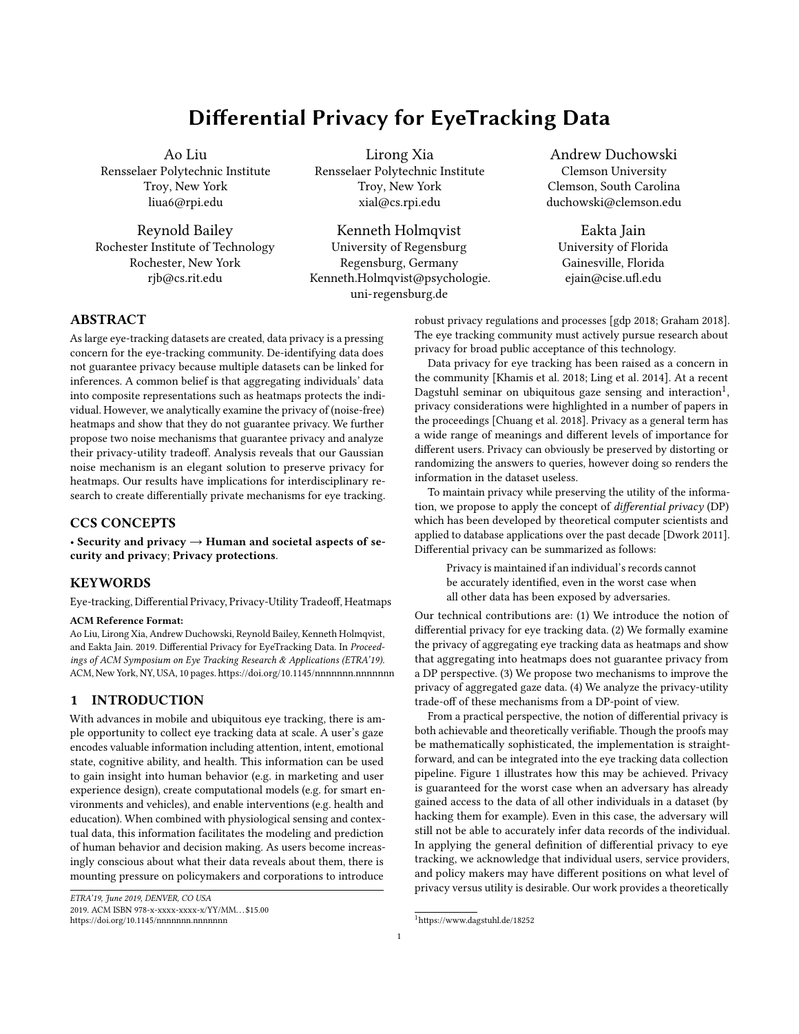# Differential Privacy for EyeTracking Data

Ao Liu
Rensselaer Polytechnic Institute
Troy, New York
liua6@rpi.edu

Lirong Xia
Rensselaer Polytechnic Institute
Troy, New York
xial@cs.rpi.edu

Andrew Duchowski
Clemson University
Clemson, South Carolina
duchowski@clemson.edu

Reynold Bailey
Rochester Institute of Technology
Rochester, New York
rjb@cs.rit.edu

Kenneth Holmqvist
University of Regensburg
Regensburg, Germany
Kenneth.Holmqvist@psychologie.uni-regensburg.de

Eakta Jain
University of Florida
Gainesville, Florida
ejain@cise.ufl.edu

## ABSTRACT

As large eye-tracking datasets are created, data privacy is a pressing concern for the eye-tracking community. De-identifying data does not guarantee privacy because multiple datasets can be linked for inferences. A common belief is that aggregating individuals' data into composite representations such as heatmaps protects the individual. However, we analytically examine the privacy of (noise-free) heatmaps and show that they do not guarantee privacy. We further propose two noise mechanisms that guarantee privacy and analyze their privacy-utility tradeoff. Analysis reveals that our Gaussian noise mechanism is an elegant solution to preserve privacy for heatmaps. Our results have implications for interdisciplinary research to create differentially private mechanisms for eye tracking.

## CCS CONCEPTS

• **Security and privacy → Human and societal aspects of security and privacy**; **Privacy protections**.

## KEYWORDS

Eye-tracking, Differential Privacy, Privacy-Utility Tradeoff, Heatmaps

**ACM Reference Format:**
Ao Liu, Lirong Xia, Andrew Duchowski, Reynold Bailey, Kenneth Holmqvist, and Eakta Jain. 2019. Differential Privacy for EyeTracking Data. In *Proceedings of ACM Symposium on Eye Tracking Research & Applications (ETRA'19).* ACM, New York, NY, USA, 10 pages. https://doi.org/10.1145/nnnnnnn.nnnnnnn

## 1 INTRODUCTION

With advances in mobile and ubiquitous eye tracking, there is ample opportunity to collect eye tracking data at scale. A user's gaze encodes valuable information including attention, intent, emotional state, cognitive ability, and health. This information can be used to gain insight into human behavior (e.g. in marketing and user experience design), create computational models (e.g. for smart environments and vehicles), and enable interventions (e.g. health and education). When combined with physiological sensing and contextual data, this information facilitates the modeling and prediction of human behavior and decision making. As users become increasingly conscious about what their data reveals about them, there is mounting pressure on policymakers and corporations to introduce robust privacy regulations and processes [gdp 2018; Graham 2018]. The eye tracking community must actively pursue research about privacy for broad public acceptance of this technology.

Data privacy for eye tracking has been raised as a concern in the community [Khamis et al. 2018; Ling et al. 2014]. At a recent Dagstuhl seminar on ubiquitous gaze sensing and interaction[1], privacy considerations were highlighted in a number of papers in the proceedings [Chuang et al. 2018]. Privacy as a general term has a wide range of meanings and different levels of importance for different users. Privacy can obviously be preserved by distorting or randomizing the answers to queries, however doing so renders the information in the dataset useless.

To maintain privacy while preserving the utility of the information, we propose to apply the concept of *differential privacy* (DP) which has been developed by theoretical computer scientists and applied to database applications over the past decade [Dwork 2011]. Differential privacy can be summarized as follows:

> Privacy is maintained if an individual's records cannot be accurately identified, even in the worst case when all other data has been exposed by adversaries.

Our technical contributions are: (1) We introduce the notion of differential privacy for eye tracking data. (2) We formally examine the privacy of aggregating eye tracking data as heatmaps and show that aggregating into heatmaps does not guarantee privacy from a DP perspective. (3) We propose two mechanisms to improve the privacy of aggregated gaze data. (4) We analyze the privacy-utility trade-off of these mechanisms from a DP-point of view.

From a practical perspective, the notion of differential privacy is both achievable and theoretically verifiable. Though the proofs may be mathematically sophisticated, the implementation is straightforward, and can be integrated into the eye tracking data collection pipeline. Figure 1 illustrates how this may be achieved. Privacy is guaranteed for the worst case when an adversary has already gained access to the data of all other individuals in a dataset (by hacking them for example). Even in this case, the adversary will still not be able to accurately infer data records of the individual. In applying the general definition of differential privacy to eye tracking, we acknowledge that individual users, service providers, and policy makers may have different positions on what level of privacy versus utility is desirable. Our work provides a theoretically

ETRA'19, June 2019, DENVER, CO USA
2019. ACM ISBN 978-x-xxxx-xxxx-x/YY/MM...$15.00
https://doi.org/10.1145/nnnnnnn.nnnnnnn

[1] https://www.dagstuhl.de/18252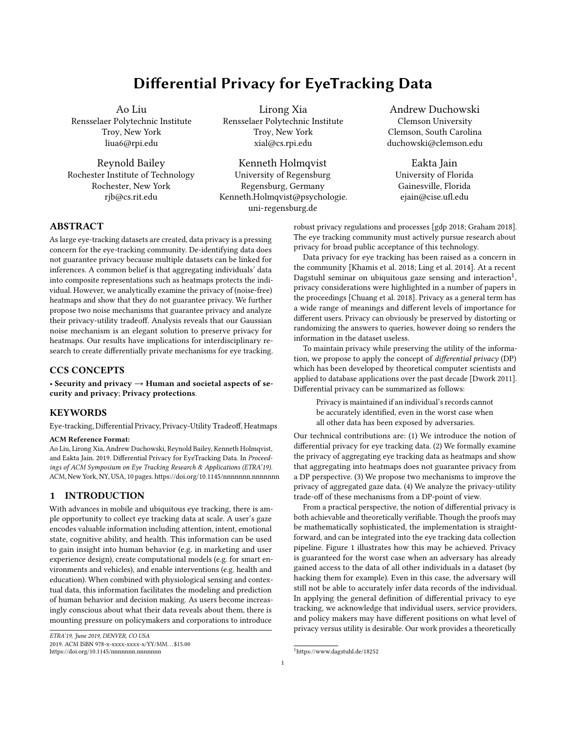# Differential Privacy for EyeTracking Data

Ao Liu
Rensselaer Polytechnic Institute
Troy, New York
liua6@rpi.edu

Lirong Xia
Rensselaer Polytechnic Institute
Troy, New York
xial@cs.rpi.edu

Andrew Duchowski
Clemson University
Clemson, South Carolina
duchowski@clemson.edu

Reynold Bailey
Rochester Institute of Technology
Rochester, New York
rjb@cs.rit.edu

Kenneth Holmqvist
University of Regensburg
Regensburg, Germany
Kenneth.Holmqvist@psychologie.uni-regensburg.de

Eakta Jain
University of Florida
Gainesville, Florida
ejain@cise.ufl.edu

## ABSTRACT

As large eye-tracking datasets are created, data privacy is a pressing concern for the eye-tracking community. De-identifying data does not guarantee privacy because multiple datasets can be linked for inferences. A common belief is that aggregating individuals' data into composite representations such as heatmaps protects the individual. However, we analytically examine the privacy of (noise-free) heatmaps and show that they do not guarantee privacy. We further propose two noise mechanisms that guarantee privacy and analyze their privacy-utility tradeoff. Analysis reveals that our Gaussian noise mechanism is an elegant solution to preserve privacy for heatmaps. Our results have implications for interdisciplinary research to create differentially private mechanisms for eye tracking.

## CCS CONCEPTS

• **Security and privacy → Human and societal aspects of security and privacy**; **Privacy protections**.

## KEYWORDS

Eye-tracking, Differential Privacy, Privacy-Utility Tradeoff, Heatmaps

**ACM Reference Format:**
Ao Liu, Lirong Xia, Andrew Duchowski, Reynold Bailey, Kenneth Holmqvist, and Eakta Jain. 2019. Differential Privacy for EyeTracking Data. In *Proceedings of ACM Symposium on Eye Tracking Research & Applications (ETRA'19).* ACM, New York, NY, USA, 10 pages. https://doi.org/10.1145/nnnnnnn.nnnnnnn

## 1 INTRODUCTION

With advances in mobile and ubiquitous eye tracking, there is ample opportunity to collect eye tracking data at scale. A user's gaze encodes valuable information including attention, intent, emotional state, cognitive ability, and health. This information can be used to gain insight into human behavior (e.g. in marketing and user experience design), create computational models (e.g. for smart environments and vehicles), and enable interventions (e.g. health and education). When combined with physiological sensing and contextual data, this information facilitates the modeling and prediction of human behavior and decision making. As users become increasingly conscious about what their data reveals about them, there is mounting pressure on policymakers and corporations to introduce robust privacy regulations and processes [gdp 2018; Graham 2018]. The eye tracking community must actively pursue research about privacy for broad public acceptance of this technology.

Data privacy for eye tracking has been raised as a concern in the community [Khamis et al. 2018; Ling et al. 2014]. At a recent Dagstuhl seminar on ubiquitous gaze sensing and interaction[1], privacy considerations were highlighted in a number of papers in the proceedings [Chuang et al. 2018]. Privacy as a general term has a wide range of meanings and different levels of importance for different users. Privacy can obviously be preserved by distorting or randomizing the answers to queries, however doing so renders the information in the dataset useless.

To maintain privacy while preserving the utility of the information, we propose to apply the concept of *differential privacy* (DP) which has been developed by theoretical computer scientists and applied to database applications over the past decade [Dwork 2011]. Differential privacy can be summarized as follows:

> Privacy is maintained if an individual's records cannot be accurately identified, even in the worst case when all other data has been exposed by adversaries.

Our technical contributions are: (1) We introduce the notion of differential privacy for eye tracking data. (2) We formally examine the privacy of aggregating eye tracking data as heatmaps and show that aggregating into heatmaps does not guarantee privacy from a DP perspective. (3) We propose two mechanisms to improve the privacy of aggregated gaze data. (4) We analyze the privacy-utility trade-off of these mechanisms from a DP-point of view.

From a practical perspective, the notion of differential privacy is both achievable and theoretically verifiable. Though the proofs may be mathematically sophisticated, the implementation is straightforward, and can be integrated into the eye tracking data collection pipeline. Figure 1 illustrates how this may be achieved. Privacy is guaranteed for the worst case when an adversary has already gained access to the data of all other individuals in a dataset (by hacking them for example). Even in this case, the adversary will still not be able to accurately infer data records of the individual. In applying the general definition of differential privacy to eye tracking, we acknowledge that individual users, service providers, and policy makers may have different positions on what level of privacy versus utility is desirable. Our work provides a theoretically

ETRA'19, June 2019, DENVER, CO USA
2019. ACM ISBN 978-x-xxxx-xxxx-x/YY/MM...$15.00
https://doi.org/10.1145/nnnnnnn.nnnnnnn

[1] https://www.dagstuhl.de/18252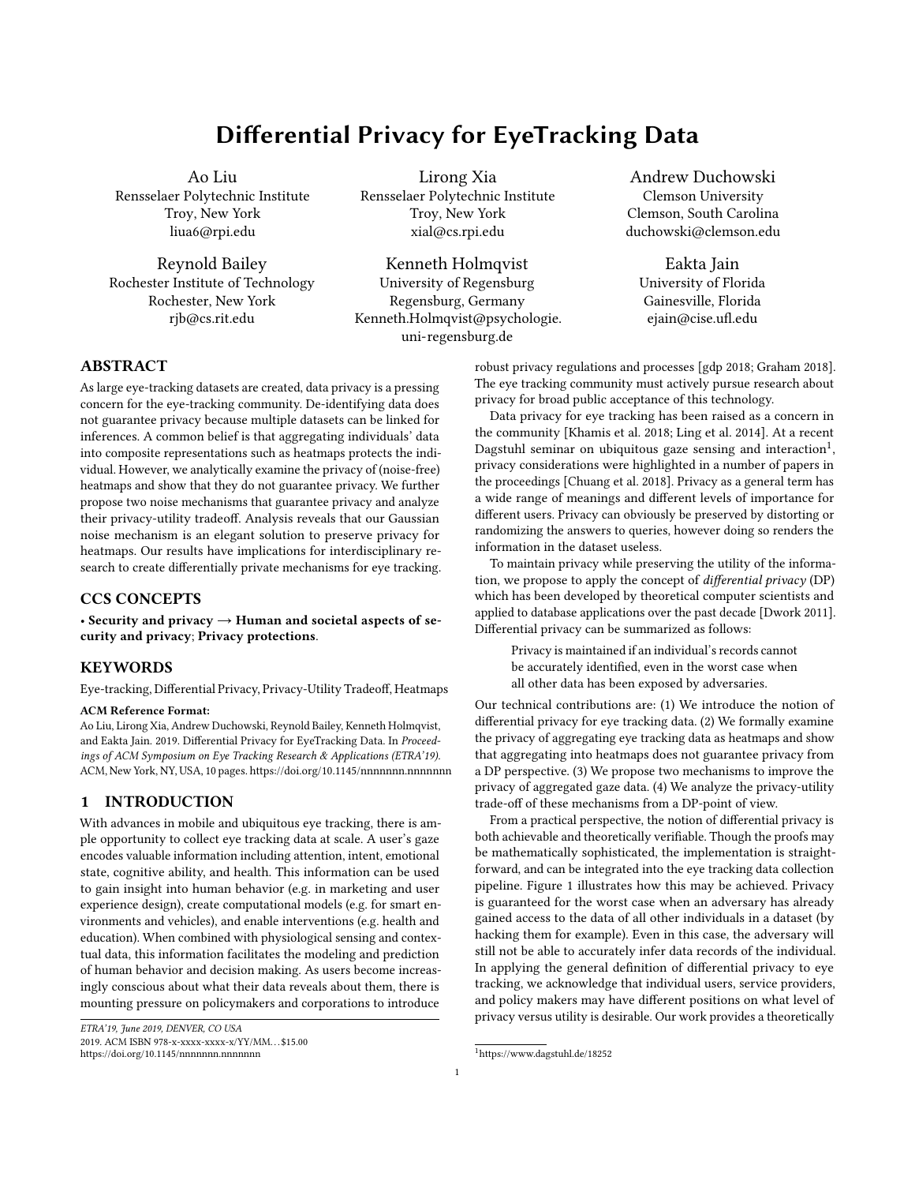# Differential Privacy for EyeTracking Data

Ao Liu
Rensselaer Polytechnic Institute
Troy, New York
liua6@rpi.edu

Lirong Xia
Rensselaer Polytechnic Institute
Troy, New York
xial@cs.rpi.edu

Andrew Duchowski
Clemson University
Clemson, South Carolina
duchowski@clemson.edu

Reynold Bailey
Rochester Institute of Technology
Rochester, New York
rjb@cs.rit.edu

Kenneth Holmqvist
University of Regensburg
Regensburg, Germany
Kenneth.Holmqvist@psychologie.uni-regensburg.de

Eakta Jain
University of Florida
Gainesville, Florida
ejain@cise.ufl.edu

## ABSTRACT

As large eye-tracking datasets are created, data privacy is a pressing concern for the eye-tracking community. De-identifying data does not guarantee privacy because multiple datasets can be linked for inferences. A common belief is that aggregating individuals' data into composite representations such as heatmaps protects the individual. However, we analytically examine the privacy of (noise-free) heatmaps and show that they do not guarantee privacy. We further propose two noise mechanisms that guarantee privacy and analyze their privacy-utility tradeoff. Analysis reveals that our Gaussian noise mechanism is an elegant solution to preserve privacy for heatmaps. Our results have implications for interdisciplinary research to create differentially private mechanisms for eye tracking.

## CCS CONCEPTS

• **Security and privacy → Human and societal aspects of security and privacy**; **Privacy protections**.

## KEYWORDS

Eye-tracking, Differential Privacy, Privacy-Utility Tradeoff, Heatmaps

**ACM Reference Format:**
Ao Liu, Lirong Xia, Andrew Duchowski, Reynold Bailey, Kenneth Holmqvist, and Eakta Jain. 2019. Differential Privacy for EyeTracking Data. In *Proceedings of ACM Symposium on Eye Tracking Research & Applications (ETRA'19).* ACM, New York, NY, USA, 10 pages. https://doi.org/10.1145/nnnnnnn.nnnnnnn

## 1 INTRODUCTION

With advances in mobile and ubiquitous eye tracking, there is ample opportunity to collect eye tracking data at scale. A user's gaze encodes valuable information including attention, intent, emotional state, cognitive ability, and health. This information can be used to gain insight into human behavior (e.g. in marketing and user experience design), create computational models (e.g. for smart environments and vehicles), and enable interventions (e.g. health and education). When combined with physiological sensing and contextual data, this information facilitates the modeling and prediction of human behavior and decision making. As users become increasingly conscious about what their data reveals about them, there is mounting pressure on policymakers and corporations to introduce robust privacy regulations and processes [gdp 2018; Graham 2018]. The eye tracking community must actively pursue research about privacy for broad public acceptance of this technology.

Data privacy for eye tracking has been raised as a concern in the community [Khamis et al. 2018; Ling et al. 2014]. At a recent Dagstuhl seminar on ubiquitous gaze sensing and interaction[1], privacy considerations were highlighted in a number of papers in the proceedings [Chuang et al. 2018]. Privacy as a general term has a wide range of meanings and different levels of importance for different users. Privacy can obviously be preserved by distorting or randomizing the answers to queries, however doing so renders the information in the dataset useless.

To maintain privacy while preserving the utility of the information, we propose to apply the concept of *differential privacy* (DP) which has been developed by theoretical computer scientists and applied to database applications over the past decade [Dwork 2011]. Differential privacy can be summarized as follows:

> Privacy is maintained if an individual's records cannot be accurately identified, even in the worst case when all other data has been exposed by adversaries.

Our technical contributions are: (1) We introduce the notion of differential privacy for eye tracking data. (2) We formally examine the privacy of aggregating eye tracking data as heatmaps and show that aggregating into heatmaps does not guarantee privacy from a DP perspective. (3) We propose two mechanisms to improve the privacy of aggregated gaze data. (4) We analyze the privacy-utility trade-off of these mechanisms from a DP-point of view.

From a practical perspective, the notion of differential privacy is both achievable and theoretically verifiable. Though the proofs may be mathematically sophisticated, the implementation is straightforward, and can be integrated into the eye tracking data collection pipeline. Figure 1 illustrates how this may be achieved. Privacy is guaranteed for the worst case when an adversary has already gained access to the data of all other individuals in a dataset (by hacking them for example). Even in this case, the adversary will still not be able to accurately infer data records of the individual. In applying the general definition of differential privacy to eye tracking, we acknowledge that individual users, service providers, and policy makers may have different positions on what level of privacy versus utility is desirable. Our work provides a theoretically

ETRA'19, June 2019, DENVER, CO USA
2019. ACM ISBN 978-x-xxxx-xxxx-x/YY/MM…$15.00
https://doi.org/10.1145/nnnnnnn.nnnnnnn

[1] https://www.dagstuhl.de/18252